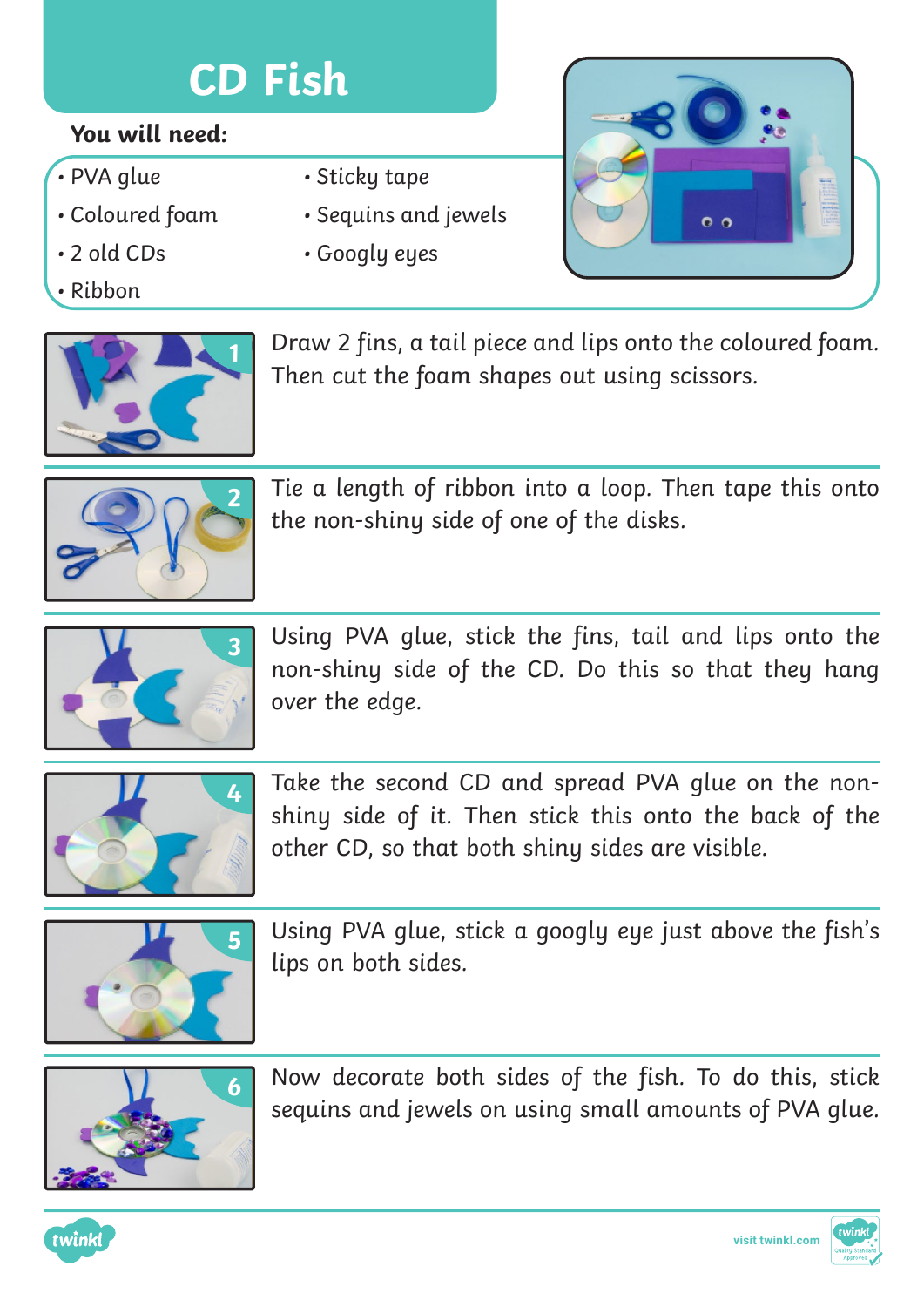# CD Fish

**You will need:**

- PVA glue
- Coloured foam
- 2 old CDs
- Ribbon
- Sticky tape
- Sequins and jewels
- Googly eyes

1. Draw 2 fins, a tail piece and lips onto the coloured foam. Then cut the foam shapes out using scissors.

2. Tie a length of ribbon into a loop. Then tape this onto the non-shiny side of one of the disks.

3. Using PVA glue, stick the fins, tail and lips onto the non-shiny side of the CD. Do this so that they hang over the edge.

4. Take the second CD and spread PVA glue on the non-shiny side of it. Then stick this onto the back of the other CD, so that both shiny sides are visible.

5. Using PVA glue, stick a googly eye just above the fish's lips on both sides.

6. Now decorate both sides of the fish. To do this, stick sequins and jewels on using small amounts of PVA glue.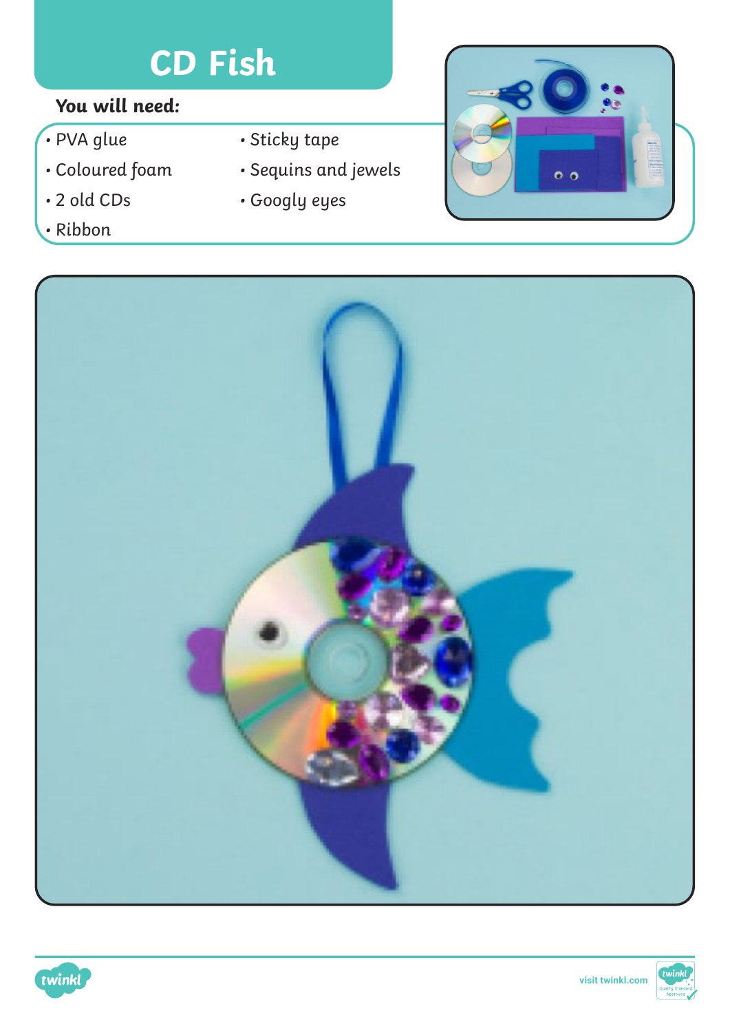# CD Fish

**You will need:**

- PVA glue
- Coloured foam
- 2 old CDs
- Ribbon
- Sticky tape
- Sequins and jewels
- Googly eyes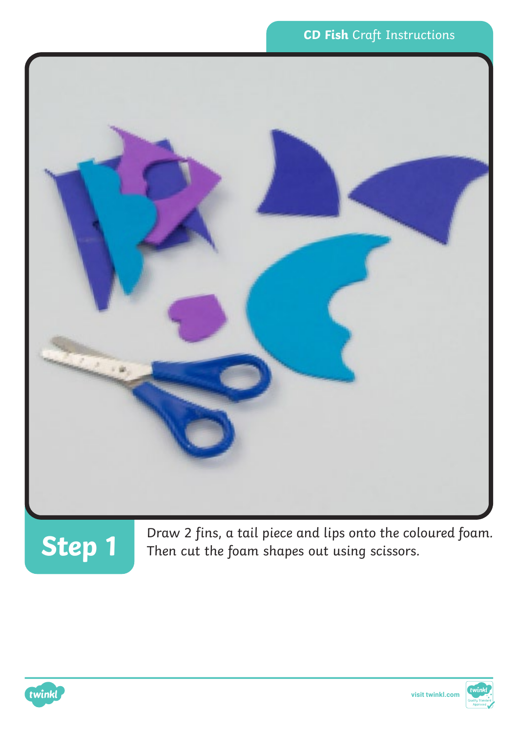## Step 1

Draw 2 fins, a tail piece and lips onto the coloured foam. Then cut the foam shapes out using scissors.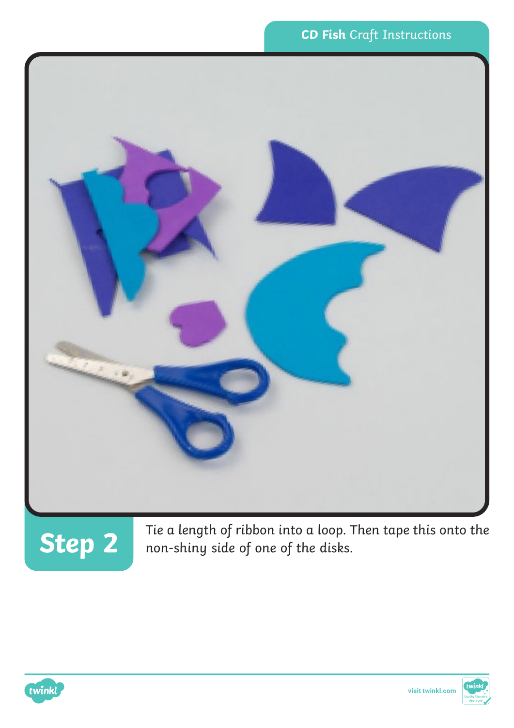## Step 2

Tie a length of ribbon into a loop. Then tape this onto the non-shiny side of one of the disks.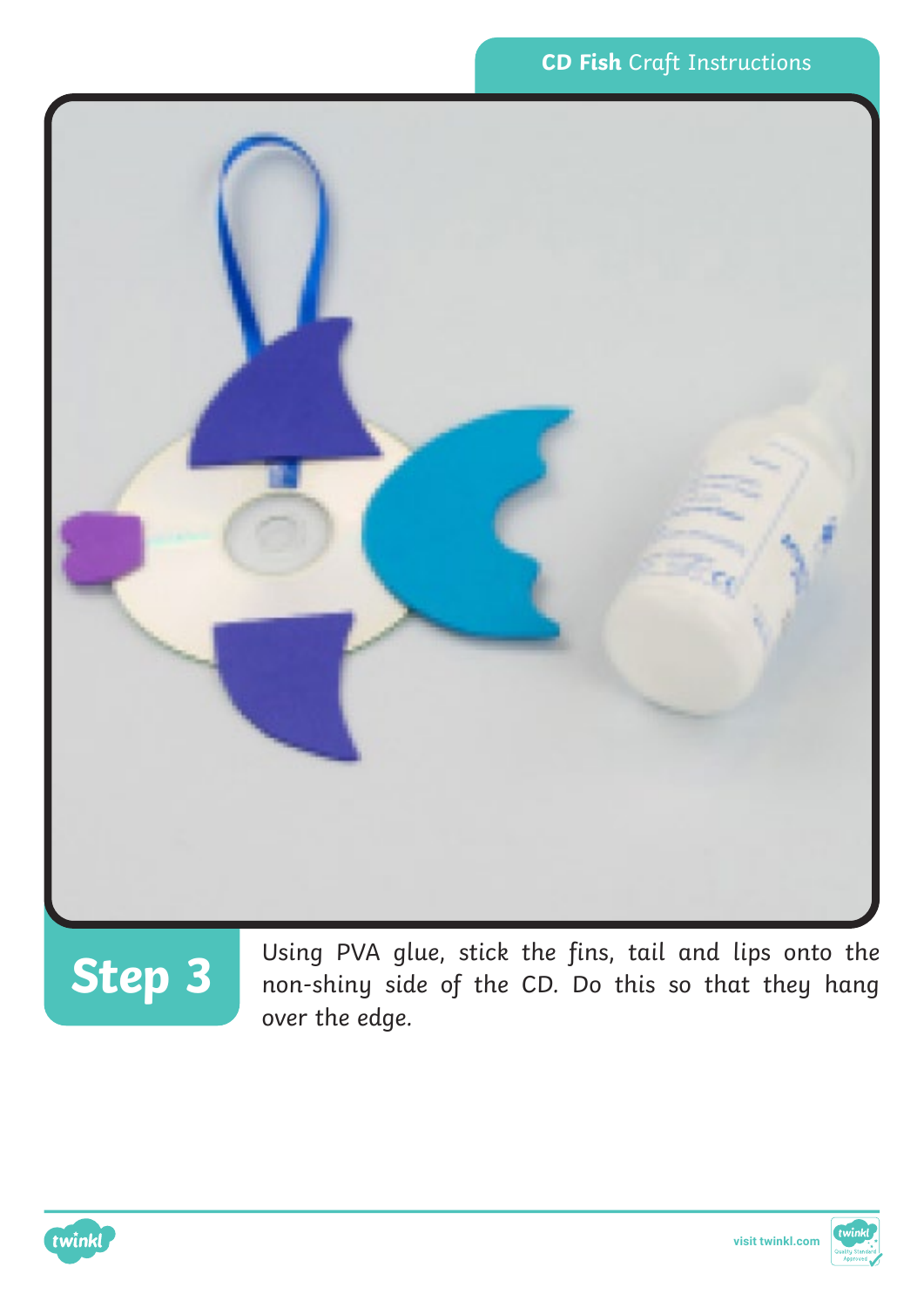## Step 3

Using PVA glue, stick the fins, tail and lips onto the non-shiny side of the CD. Do this so that they hang over the edge.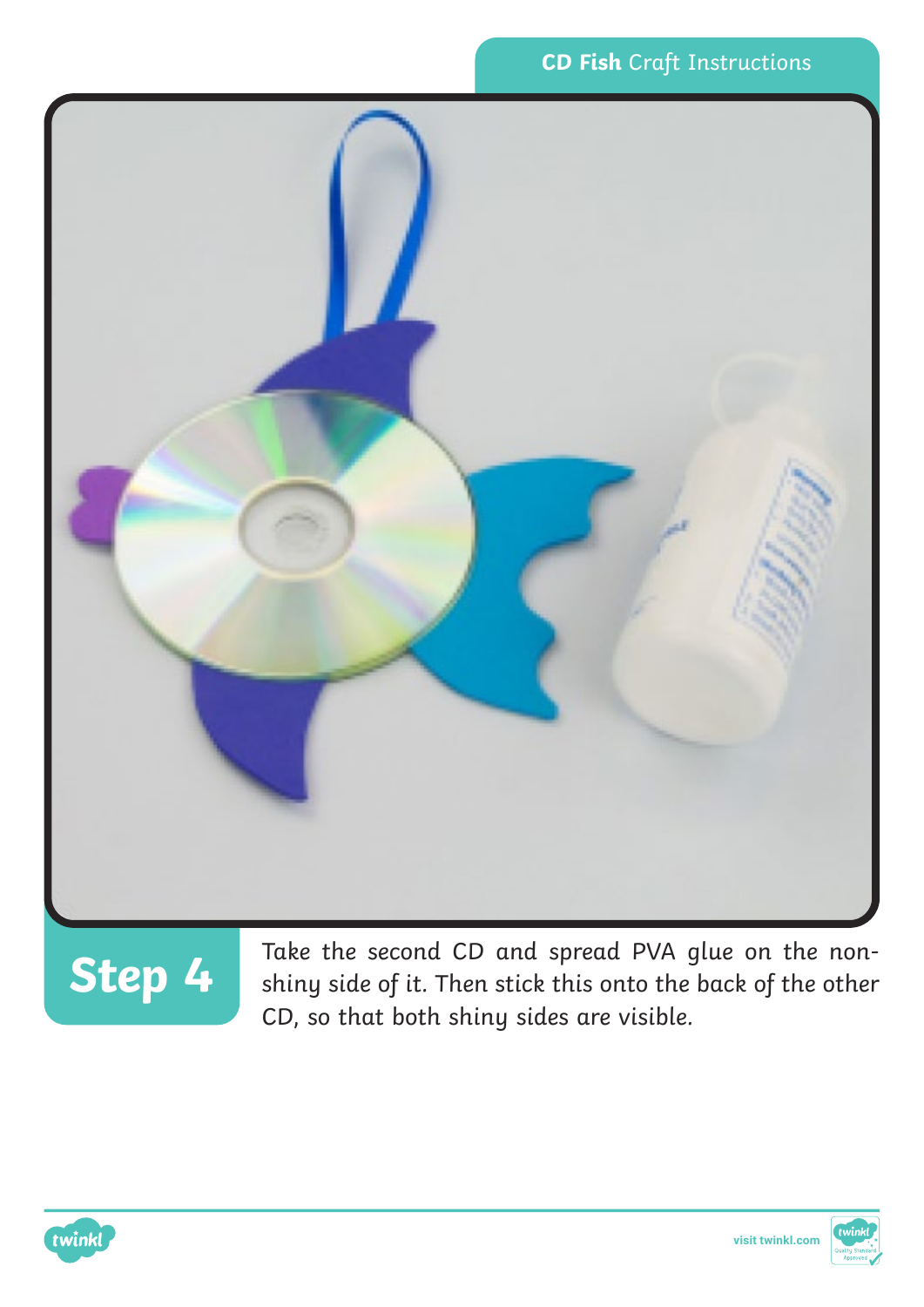## Step 4

Take the second CD and spread PVA glue on the non-shiny side of it. Then stick this onto the back of the other CD, so that both shiny sides are visible.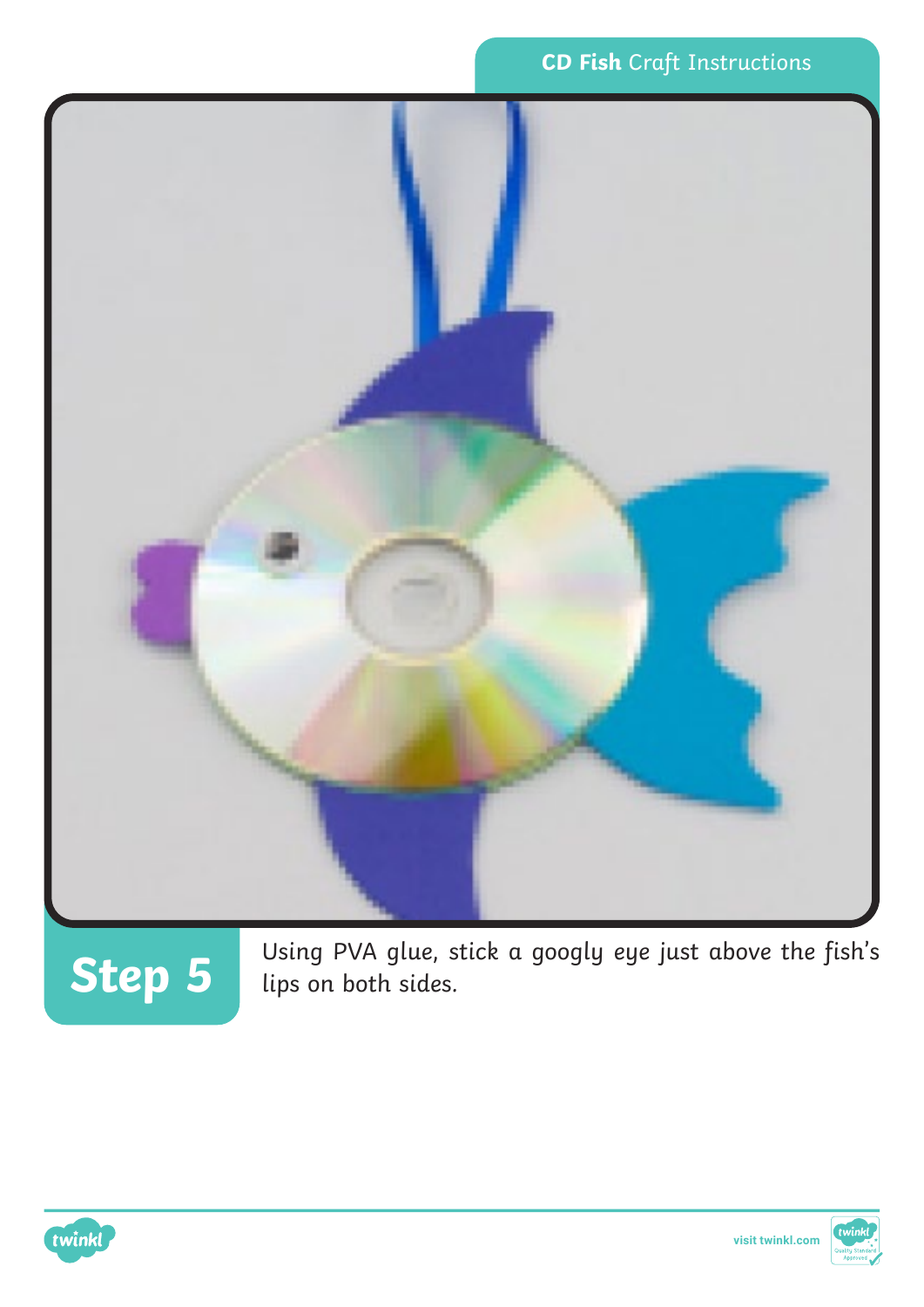## Step 5

Using PVA glue, stick a googly eye just above the fish's lips on both sides.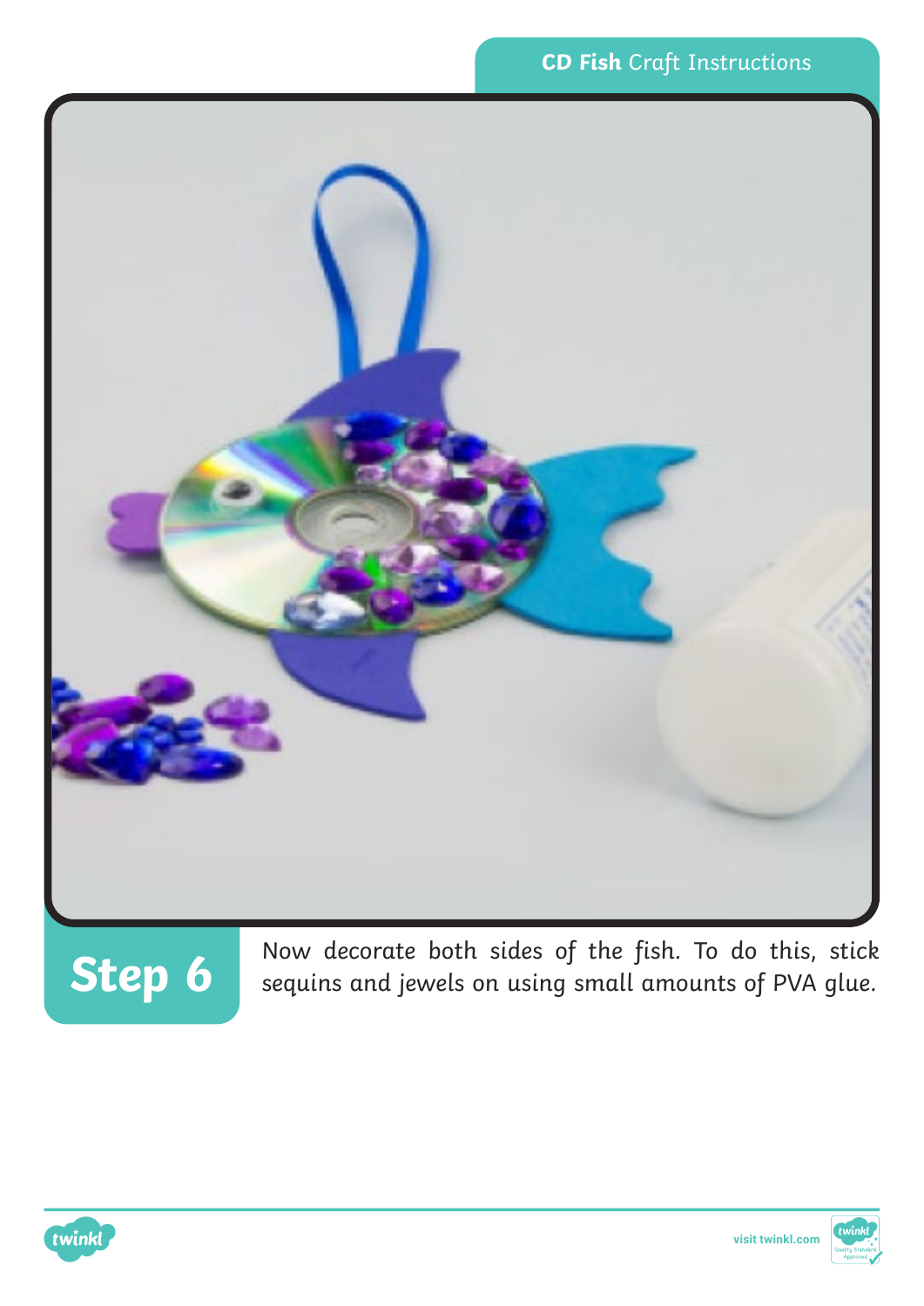## Step 6

Now decorate both sides of the fish. To do this, stick sequins and jewels on using small amounts of PVA glue.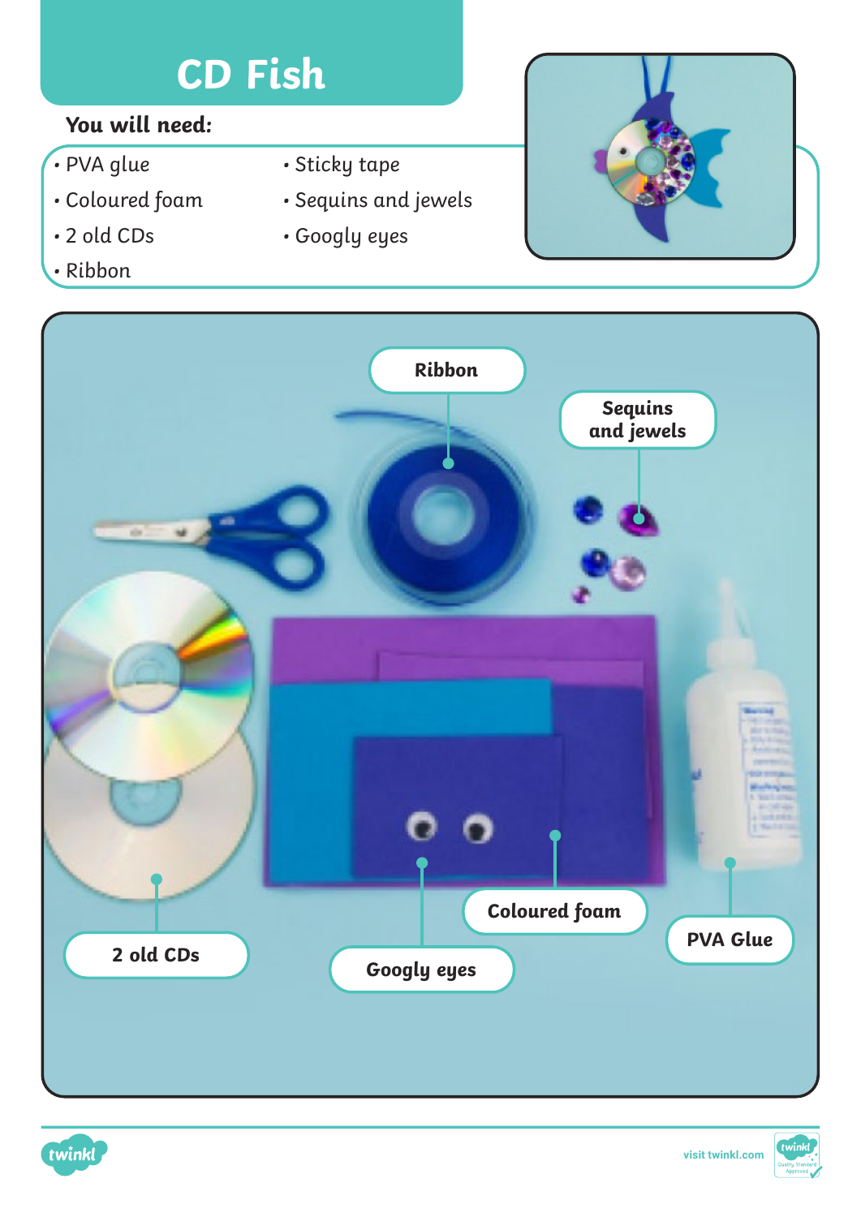# CD Fish

**You will need:**

- PVA glue
- Coloured foam
- 2 old CDs
- Ribbon
- Sticky tape
- Sequins and jewels
- Googly eyes

Ribbon

Sequins and jewels

2 old CDs

Googly eyes

Coloured foam

PVA Glue